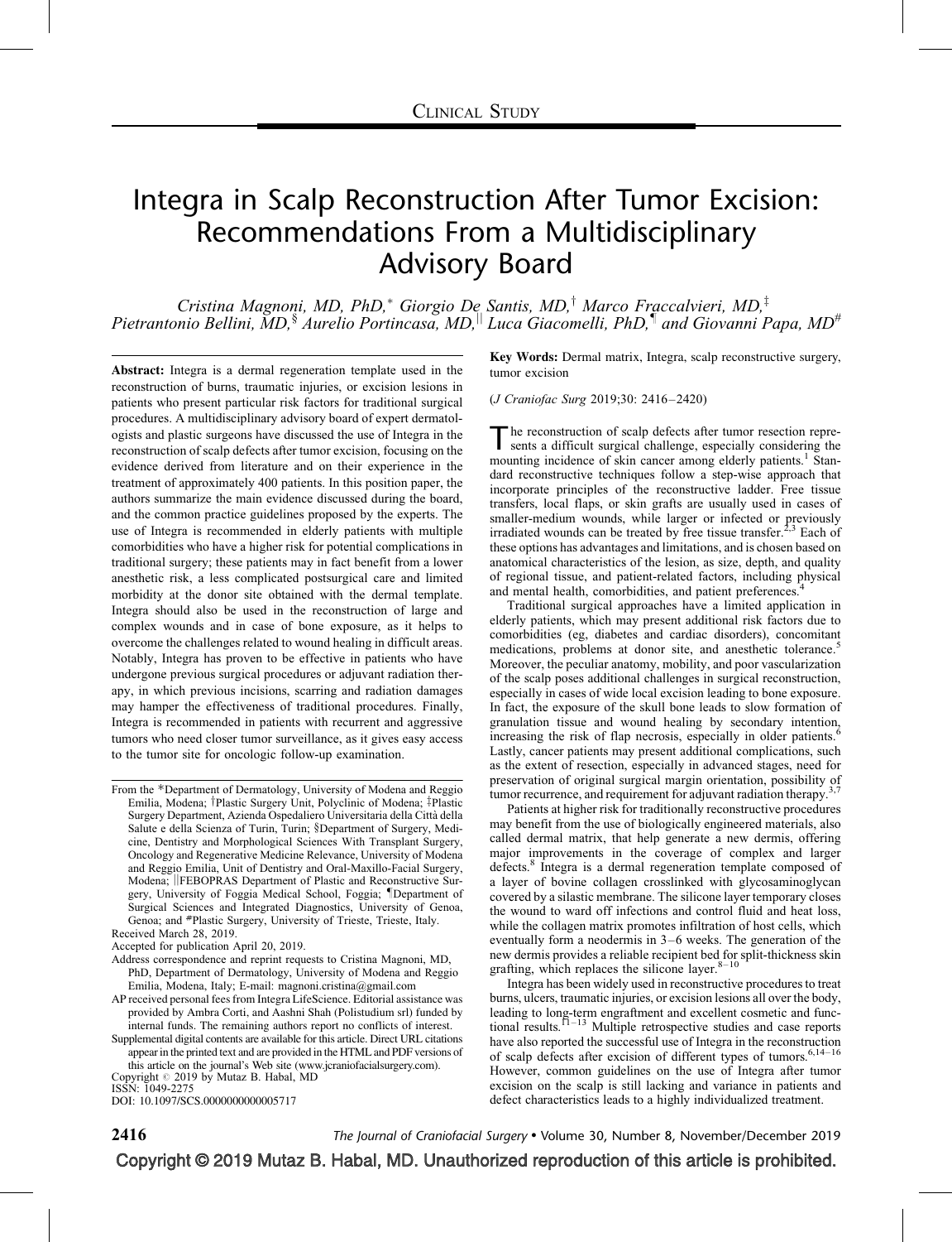CLINICAL STUDY

# Integra in Scalp Reconstruction After Tumor Excision: Recommendations From a Multidisciplinary Advisory Board

*Cristina Magnoni, MD, PhD,[*] Giorgio De Santis, MD,[†] Marco Fraccalvieri, MD,[‡] Pietrantonio Bellini, MD,[§] Aurelio Portincasa, MD,[||] Luca Giacomelli, PhD,[¶] and Giovanni Papa, MD[#]*

**Abstract:** Integra is a dermal regeneration template used in the reconstruction of burns, traumatic injuries, or excision lesions in patients who present particular risk factors for traditional surgical procedures. A multidisciplinary advisory board of expert dermatologists and plastic surgeons have discussed the use of Integra in the reconstruction of scalp defects after tumor excision, focusing on the evidence derived from literature and on their experience in the treatment of approximately 400 patients. In this position paper, the authors summarize the main evidence discussed during the board, and the common practice guidelines proposed by the experts. The use of Integra is recommended in elderly patients with multiple comorbidities who have a higher risk for potential complications in traditional surgery; these patients may in fact benefit from a lower anesthetic risk, a less complicated postsurgical care and limited morbidity at the donor site obtained with the dermal template. Integra should also be used in the reconstruction of large and complex wounds and in case of bone exposure, as it helps to overcome the challenges related to wound healing in difficult areas. Notably, Integra has proven to be effective in patients who have undergone previous surgical procedures or adjuvant radiation therapy, in which previous incisions, scarring and radiation damages may hamper the effectiveness of traditional procedures. Finally, Integra is recommended in patients with recurrent and aggressive tumors who need closer tumor surveillance, as it gives easy access to the tumor site for oncologic follow-up examination.

From the *Department of Dermatology, University of Modena and Reggio Emilia, Modena; †Plastic Surgery Unit, Polyclinic of Modena; ‡Plastic Surgery Department, Azienda Ospedaliero Universitaria della Città della Salute e della Scienza of Turin, Turin; §Department of Surgery, Medicine, Dentistry and Morphological Sciences With Transplant Surgery, Oncology and Regenerative Medicine Relevance, University of Modena and Reggio Emilia, Unit of Dentistry and Oral-Maxillo-Facial Surgery, Modena; ||FEBOPRAS Department of Plastic and Reconstructive Surgery, University of Foggia Medical School, Foggia; ¶Department of Surgical Sciences and Integrated Diagnostics, University of Genoa, Genoa; and #Plastic Surgery, University of Trieste, Trieste, Italy.

Received March 28, 2019.

Accepted for publication April 20, 2019.

Address correspondence and reprint requests to Cristina Magnoni, MD, PhD, Department of Dermatology, University of Modena and Reggio Emilia, Modena, Italy; E-mail: magnoni.cristina@gmail.com

AP received personal fees from Integra LifeScience. Editorial assistance was provided by Ambra Corti, and Aashni Shah (Polistudium srl) funded by internal funds. The remaining authors report no conflicts of interest.

Supplemental digital contents are available for this article. Direct URL citations appear in the printed text and are provided in the HTML and PDF versions of this article on the journal's Web site (www.jcraniofacialsurgery.com).

Copyright © 2019 by Mutaz B. Habal, MD

ISSN: 1049-2275

DOI: 10.1097/SCS.0000000000005717

**Key Words:** Dermal matrix, Integra, scalp reconstructive surgery, tumor excision

(*J Craniofac Surg* 2019;30: 2416–2420)

The reconstruction of scalp defects after tumor resection represents a difficult surgical challenge, especially considering the mounting incidence of skin cancer among elderly patients.[1] Standard reconstructive techniques follow a step-wise approach that incorporate principles of the reconstructive ladder. Free tissue transfers, local flaps, or skin grafts are usually used in cases of smaller-medium wounds, while larger or infected or previously irradiated wounds can be treated by free tissue transfer.[2,3] Each of these options has advantages and limitations, and is chosen based on anatomical characteristics of the lesion, as size, depth, and quality of regional tissue, and patient-related factors, including physical and mental health, comorbidities, and patient preferences.[4]

Traditional surgical approaches have a limited application in elderly patients, which may present additional risk factors due to comorbidities (eg, diabetes and cardiac disorders), concomitant medications, problems at donor site, and anesthetic tolerance.[5] Moreover, the peculiar anatomy, mobility, and poor vascularization of the scalp poses additional challenges in surgical reconstruction, especially in cases of wide local excision leading to bone exposure. In fact, the exposure of the skull bone leads to slow formation of granulation tissue and wound healing by secondary intention, increasing the risk of flap necrosis, especially in older patients.[6] Lastly, cancer patients may present additional complications, such as the extent of resection, especially in advanced stages, need for preservation of original surgical margin orientation, possibility of tumor recurrence, and requirement for adjuvant radiation therapy.[3,7]

Patients at higher risk for traditionally reconstructive procedures may benefit from the use of biologically engineered materials, also called dermal matrix, that help generate a new dermis, offering major improvements in the coverage of complex and larger defects.[8] Integra is a dermal regeneration template composed of a layer of bovine collagen crosslinked with glycosaminoglycan covered by a silastic membrane. The silicone layer temporary closes the wound to ward off infections and control fluid and heat loss, while the collagen matrix promotes infiltration of host cells, which eventually form a neodermis in 3–6 weeks. The generation of the new dermis provides a reliable recipient bed for split-thickness skin grafting, which replaces the silicone layer.[8–10]

Integra has been widely used in reconstructive procedures to treat burns, ulcers, traumatic injuries, or excision lesions all over the body, leading to long-term engraftment and excellent cosmetic and functional results.[11–13] Multiple retrospective studies and case reports have also reported the successful use of Integra in the reconstruction of scalp defects after excision of different types of tumors.[6,14–16] However, common guidelines on the use of Integra after tumor excision on the scalp is still lacking and variance in patients and defect characteristics leads to a highly individualized treatment.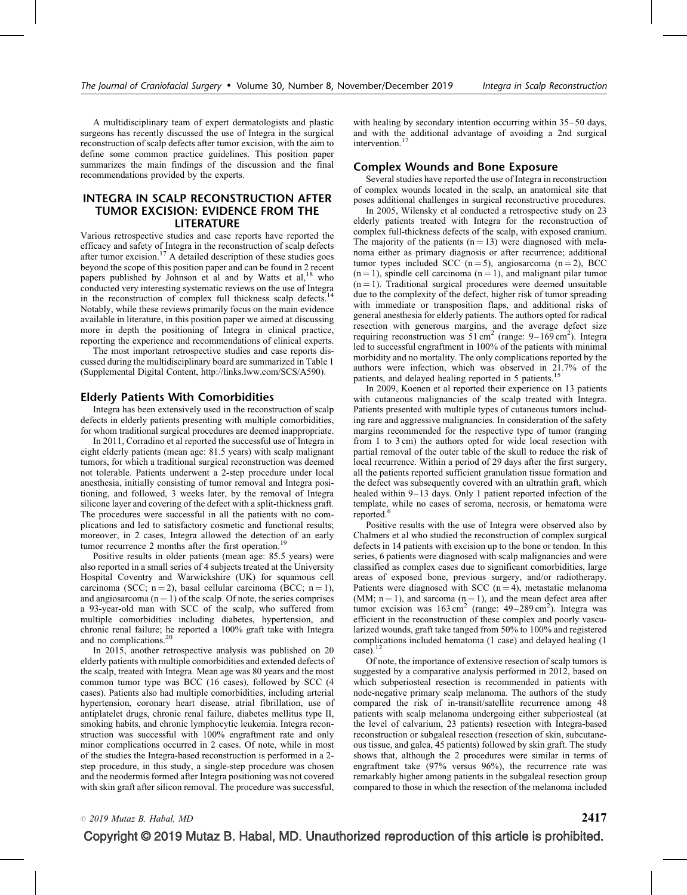A multidisciplinary team of expert dermatologists and plastic surgeons has recently discussed the use of Integra in the surgical reconstruction of scalp defects after tumor excision, with the aim to define some common practice guidelines. This position paper summarizes the main findings of the discussion and the final recommendations provided by the experts.

## INTEGRA IN SCALP RECONSTRUCTION AFTER TUMOR EXCISION: EVIDENCE FROM THE LITERATURE

Various retrospective studies and case reports have reported the efficacy and safety of Integra in the reconstruction of scalp defects after tumor excision.[17] A detailed description of these studies goes beyond the scope of this position paper and can be found in 2 recent papers published by Johnson et al and by Watts et al,[18] who conducted very interesting systematic reviews on the use of Integra in the reconstruction of complex full thickness scalp defects.[14] Notably, while these reviews primarily focus on the main evidence available in literature, in this position paper we aimed at discussing more in depth the positioning of Integra in clinical practice, reporting the experience and recommendations of clinical experts.

The most important retrospective studies and case reports discussed during the multidisciplinary board are summarized in Table 1 (Supplemental Digital Content, http://links.lww.com/SCS/A590).

### Elderly Patients With Comorbidities

Integra has been extensively used in the reconstruction of scalp defects in elderly patients presenting with multiple comorbidities, for whom traditional surgical procedures are deemed inappropriate.

In 2011, Corradino et al reported the successful use of Integra in eight elderly patients (mean age: 81.5 years) with scalp malignant tumors, for which a traditional surgical reconstruction was deemed not tolerable. Patients underwent a 2-step procedure under local anesthesia, initially consisting of tumor removal and Integra positioning, and followed, 3 weeks later, by the removal of Integra silicone layer and covering of the defect with a split-thickness graft. The procedures were successful in all the patients with no complications and led to satisfactory cosmetic and functional results; moreover, in 2 cases, Integra allowed the detection of an early tumor recurrence 2 months after the first operation.[19]

Positive results in older patients (mean age: 85.5 years) were also reported in a small series of 4 subjects treated at the University Hospital Coventry and Warwickshire (UK) for squamous cell carcinoma (SCC; n = 2), basal cellular carcinoma (BCC; n = 1), and angiosarcoma (n = 1) of the scalp. Of note, the series comprises a 93-year-old man with SCC of the scalp, who suffered from multiple comorbidities including diabetes, hypertension, and chronic renal failure; he reported a 100% graft take with Integra and no complications.[20]

In 2015, another retrospective analysis was published on 20 elderly patients with multiple comorbidities and extended defects of the scalp, treated with Integra. Mean age was 80 years and the most common tumor type was BCC (16 cases), followed by SCC (4 cases). Patients also had multiple comorbidities, including arterial hypertension, coronary heart disease, atrial fibrillation, use of antiplatelet drugs, chronic renal failure, diabetes mellitus type II, smoking habits, and chronic lymphocytic leukemia. Integra reconstruction was successful with 100% engraftment rate and only minor complications occurred in 2 cases. Of note, while in most of the studies the Integra-based reconstruction is performed in a 2-step procedure, in this study, a single-step procedure was chosen and the neodermis formed after Integra positioning was not covered with skin graft after silicon removal. The procedure was successful, with healing by secondary intention occurring within 35–50 days, and with the additional advantage of avoiding a 2nd surgical intervention.[17]

### Complex Wounds and Bone Exposure

Several studies have reported the use of Integra in reconstruction of complex wounds located in the scalp, an anatomical site that poses additional challenges in surgical reconstructive procedures.

In 2005, Wilensky et al conducted a retrospective study on 23 elderly patients treated with Integra for the reconstruction of complex full-thickness defects of the scalp, with exposed cranium. The majority of the patients (n = 13) were diagnosed with melanoma either as primary diagnosis or after recurrence; additional tumor types included SCC (n = 5), angiosarcoma (n = 2), BCC (n = 1), spindle cell carcinoma (n = 1), and malignant pilar tumor (n = 1). Traditional surgical procedures were deemed unsuitable due to the complexity of the defect, higher risk of tumor spreading with immediate or transposition flaps, and additional risks of general anesthesia for elderly patients. The authors opted for radical resection with generous margins, and the average defect size requiring reconstruction was 51 cm$^2$ (range: 9–169 cm$^2$). Integra led to successful engraftment in 100% of the patients with minimal morbidity and no mortality. The only complications reported by the authors were infection, which was observed in 21.7% of the patients, and delayed healing reported in 5 patients.[15]

In 2009, Koenen et al reported their experience on 13 patients with cutaneous malignancies of the scalp treated with Integra. Patients presented with multiple types of cutaneous tumors including rare and aggressive malignancies. In consideration of the safety margins recommended for the respective type of tumor (ranging from 1 to 3 cm) the authors opted for wide local resection with partial removal of the outer table of the skull to reduce the risk of local recurrence. Within a period of 29 days after the first surgery, all the patients reported sufficient granulation tissue formation and the defect was subsequently covered with an ultrathin graft, which healed within 9–13 days. Only 1 patient reported infection of the template, while no cases of seroma, necrosis, or hematoma were reported.[6]

Positive results with the use of Integra were observed also by Chalmers et al who studied the reconstruction of complex surgical defects in 14 patients with excision up to the bone or tendon. In this series, 6 patients were diagnosed with scalp malignancies and were classified as complex cases due to significant comorbidities, large areas of exposed bone, previous surgery, and/or radiotherapy. Patients were diagnosed with SCC (n = 4), metastatic melanoma (MM; n = 1), and sarcoma (n = 1), and the mean defect area after tumor excision was 163 cm$^2$ (range: 49–289 cm$^2$). Integra was efficient in the reconstruction of these complex and poorly vascularized wounds, graft take tanged from 50% to 100% and registered complications included hematoma (1 case) and delayed healing (1 case).[12]

Of note, the importance of extensive resection of scalp tumors is suggested by a comparative analysis performed in 2012, based on which subperiosteal resection is recommended in patients with node-negative primary scalp melanoma. The authors of the study compared the risk of in-transit/satellite recurrence among 48 patients with scalp melanoma undergoing either subperiosteal (at the level of calvarium, 23 patients) resection with Integra-based reconstruction or subgaleal resection (resection of skin, subcutaneous tissue, and galea, 45 patients) followed by skin graft. The study shows that, although the 2 procedures were similar in terms of engraftment take (97% versus 96%), the recurrence rate was remarkably higher among patients in the subgaleal resection group compared to those in which the resection of the melanoma included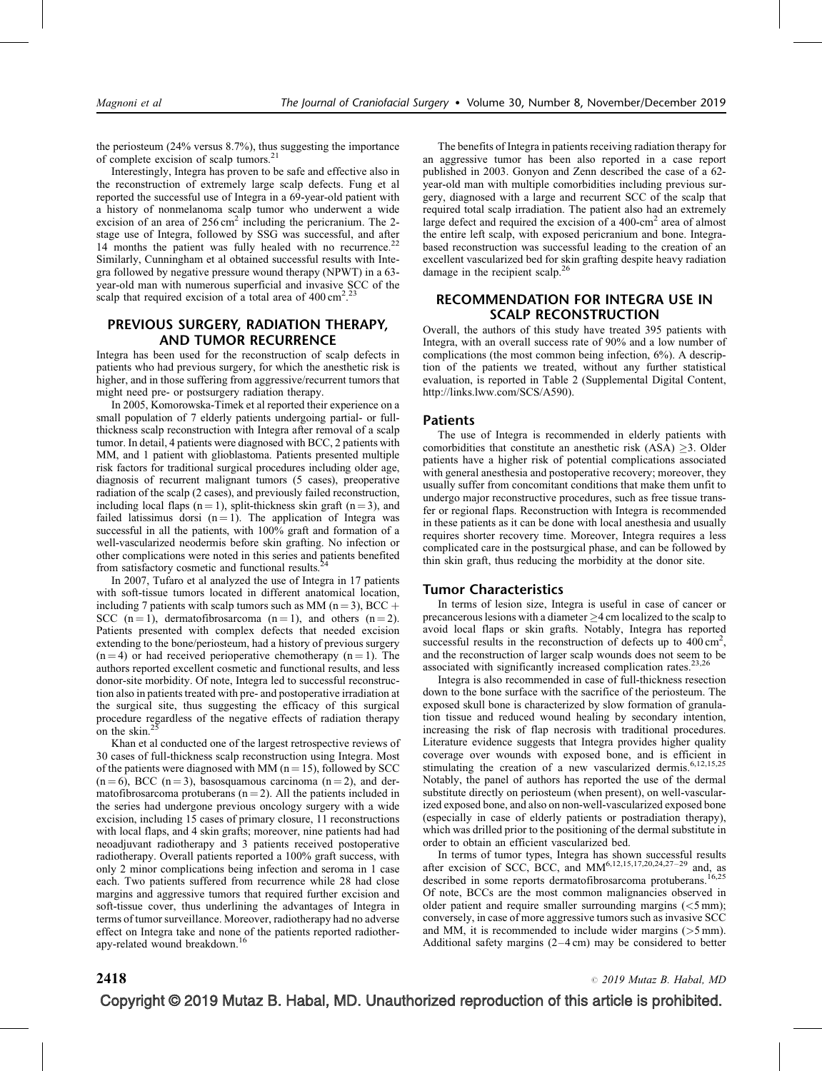the periosteum (24% versus 8.7%), thus suggesting the importance of complete excision of scalp tumors.[21]

Interestingly, Integra has proven to be safe and effective also in the reconstruction of extremely large scalp defects. Fung et al reported the successful use of Integra in a 69-year-old patient with a history of nonmelanoma scalp tumor who underwent a wide excision of an area of 256 $cm^2$ including the pericranium. The 2-stage use of Integra, followed by SSG was successful, and after 14 months the patient was fully healed with no recurrence.[22] Similarly, Cunningham et al obtained successful results with Integra followed by negative pressure wound therapy (NPWT) in a 63-year-old man with numerous superficial and invasive SCC of the scalp that required excision of a total area of 400 $cm^2$.[23]

## PREVIOUS SURGERY, RADIATION THERAPY, AND TUMOR RECURRENCE

Integra has been used for the reconstruction of scalp defects in patients who had previous surgery, for which the anesthetic risk is higher, and in those suffering from aggressive/recurrent tumors that might need pre- or postsurgery radiation therapy.

In 2005, Komorowska-Timek et al reported their experience on a small population of 7 elderly patients undergoing partial- or full-thickness scalp reconstruction with Integra after removal of a scalp tumor. In detail, 4 patients were diagnosed with BCC, 2 patients with MM, and 1 patient with glioblastoma. Patients presented multiple risk factors for traditional surgical procedures including older age, diagnosis of recurrent malignant tumors (5 cases), preoperative radiation of the scalp (2 cases), and previously failed reconstruction, including local flaps (n = 1), split-thickness skin graft (n = 3), and failed latissimus dorsi (n = 1). The application of Integra was successful in all the patients, with 100% graft and formation of a well-vascularized neodermis before skin grafting. No infection or other complications were noted in this series and patients benefited from satisfactory cosmetic and functional results.[24]

In 2007, Tufaro et al analyzed the use of Integra in 17 patients with soft-tissue tumors located in different anatomical location, including 7 patients with scalp tumors such as MM (n = 3), BCC + SCC (n = 1), dermatofibrosarcoma (n = 1), and others (n = 2). Patients presented with complex defects that needed excision extending to the bone/periosteum, had a history of previous surgery (n = 4) or had received perioperative chemotherapy (n = 1). The authors reported excellent cosmetic and functional results, and less donor-site morbidity. Of note, Integra led to successful reconstruction also in patients treated with pre- and postoperative irradiation at the surgical site, thus suggesting the efficacy of this surgical procedure regardless of the negative effects of radiation therapy on the skin.[25]

Khan et al conducted one of the largest retrospective reviews of 30 cases of full-thickness scalp reconstruction using Integra. Most of the patients were diagnosed with MM (n = 15), followed by SCC (n = 6), BCC (n = 3), basosquamous carcinoma (n = 2), and dermatofibrosarcoma protuberans (n = 2). All the patients included in the series had undergone previous oncology surgery with a wide excision, including 15 cases of primary closure, 11 reconstructions with local flaps, and 4 skin grafts; moreover, nine patients had had neoadjuvant radiotherapy and 3 patients received postoperative radiotherapy. Overall patients reported a 100% graft success, with only 2 minor complications being infection and seroma in 1 case each. Two patients suffered from recurrence while 28 had close margins and aggressive tumors that required further excision and soft-tissue cover, thus underlining the advantages of Integra in terms of tumor surveillance. Moreover, radiotherapy had no adverse effect on Integra take and none of the patients reported radiotherapy-related wound breakdown.[16]

The benefits of Integra in patients receiving radiation therapy for an aggressive tumor has been also reported in a case report published in 2003. Gonyon and Zenn described the case of a 62-year-old man with multiple comorbidities including previous surgery, diagnosed with a large and recurrent SCC of the scalp that required total scalp irradiation. The patient also had an extremely large defect and required the excision of a 400-$cm^2$ area of almost the entire left scalp, with exposed pericranium and bone. Integra-based reconstruction was successful leading to the creation of an excellent vascularized bed for skin grafting despite heavy radiation damage in the recipient scalp.[26]

## RECOMMENDATION FOR INTEGRA USE IN SCALP RECONSTRUCTION

Overall, the authors of this study have treated 395 patients with Integra, with an overall success rate of 90% and a low number of complications (the most common being infection, 6%). A description of the patients we treated, without any further statistical evaluation, is reported in Table 2 (Supplemental Digital Content, http://links.lww.com/SCS/A590).

### Patients

The use of Integra is recommended in elderly patients with comorbidities that constitute an anesthetic risk (ASA) ≥3. Older patients have a higher risk of potential complications associated with general anesthesia and postoperative recovery; moreover, they usually suffer from concomitant conditions that make them unfit to undergo major reconstructive procedures, such as free tissue transfer or regional flaps. Reconstruction with Integra is recommended in these patients as it can be done with local anesthesia and usually requires shorter recovery time. Moreover, Integra requires a less complicated care in the postsurgical phase, and can be followed by thin skin graft, thus reducing the morbidity at the donor site.

### Tumor Characteristics

In terms of lesion size, Integra is useful in case of cancer or precancerous lesions with a diameter ≥4 cm localized to the scalp to avoid local flaps or skin grafts. Notably, Integra has reported successful results in the reconstruction of defects up to 400 $cm^2$, and the reconstruction of larger scalp wounds does not seem to be associated with significantly increased complication rates.[23,26]

Integra is also recommended in case of full-thickness resection down to the bone surface with the sacrifice of the periosteum. The exposed skull bone is characterized by slow formation of granulation tissue and reduced wound healing by secondary intention, increasing the risk of flap necrosis with traditional procedures. Literature evidence suggests that Integra provides higher quality coverage over wounds with exposed bone, and is efficient in stimulating the creation of a new vascularized dermis.[6,12,15,25] Notably, the panel of authors has reported the use of the dermal substitute directly on periosteum (when present), on well-vascularized exposed bone, and also on non-well-vascularized exposed bone (especially in case of elderly patients or postradiation therapy), which was drilled prior to the positioning of the dermal substitute in order to obtain an efficient vascularized bed.

In terms of tumor types, Integra has shown successful results after excision of SCC, BCC, and MM[6,12,15,17,20,24,27–29] and, as described in some reports dermatofibrosarcoma protuberans.[16,25] Of note, BCCs are the most common malignancies observed in older patient and require smaller surrounding margins (<5 mm); conversely, in case of more aggressive tumors such as invasive SCC and MM, it is recommended to include wider margins (>5 mm). Additional safety margins (2–4 cm) may be considered to better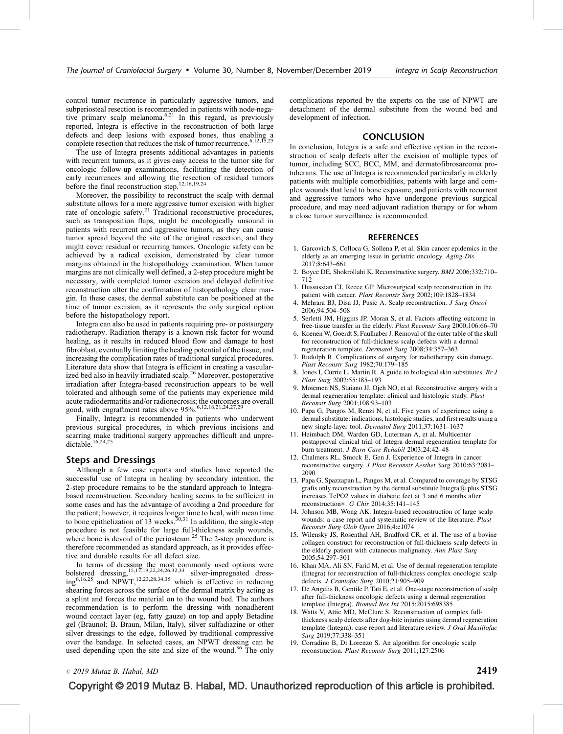control tumor recurrence in particularly aggressive tumors, and subperiosteal resection is recommended in patients with node-negative primary scalp melanoma.[6,21] In this regard, as previously reported, Integra is effective in the reconstruction of both large defects and deep lesions with exposed bones, thus enabling a complete resection that reduces the risk of tumor recurrence.[6,12,15,25]

The use of Integra presents additional advantages in patients with recurrent tumors, as it gives easy access to the tumor site for oncologic follow-up examinations, facilitating the detection of early recurrences and allowing the resection of residual tumors before the final reconstruction step.[12,16,19,24]

Moreover, the possibility to reconstruct the scalp with dermal substitute allows for a more aggressive tumor excision with higher rate of oncologic safety.[21] Traditional reconstructive procedures, such as transposition flaps, might be oncologically unsound in patients with recurrent and aggressive tumors, as they can cause tumor spread beyond the site of the original resection, and they might cover residual or recurring tumors. Oncologic safety can be achieved by a radical excision, demonstrated by clear tumor margins obtained in the histopathology examination. When tumor margins are not clinically well defined, a 2-step procedure might be necessary, with completed tumor excision and delayed definitive reconstruction after the confirmation of histopathology clear margin. In these cases, the dermal substitute can be positioned at the time of tumor excision, as it represents the only surgical option before the histopathology report.

Integra can also be used in patients requiring pre- or postsurgery radiotherapy. Radiation therapy is a known risk factor for wound healing, as it results in reduced blood flow and damage to host fibroblast, eventually limiting the healing potential of the tissue, and increasing the complication rates of traditional surgical procedures. Literature data show that Integra is efficient in creating a vascularized bed also in heavily irradiated scalp.[26] Moreover, postoperative irradiation after Integra-based reconstruction appears to be well tolerated and although some of the patients may experience mild acute radiodermatitis and/or radionecrosis; the outcomes are overall good, with engraftment rates above 95%.[6,12,16,21,24,27,29]

Finally, Integra is recommended in patients who underwent previous surgical procedures, in which previous incisions and scarring make traditional surgery approaches difficult and unpredictable.[16,24,25]

## Steps and Dressings

Although a few case reports and studies have reported the successful use of Integra in healing by secondary intention, the 2-step procedure remains to be the standard approach to Integra-based reconstruction. Secondary healing seems to be sufficient in some cases and has the advantage of avoiding a 2nd procedure for the patient; however, it requires longer time to heal, with mean time to bone epithelization of 13 weeks.[30,31] In addition, the single-step procedure is not feasible for large full-thickness scalp wounds, where bone is devoid of the periosteum.[25] The 2-step procedure is therefore recommended as standard approach, as it provides effective and durable results for all defect size.

In terms of dressing the most commonly used options were bolstered dressing,[15,17,19,22,24,26,32,33] silver-impregnated dressing[6,16,25] and NPWT,[12,23,28,34,35] which is effective in reducing shearing forces across the surface of the dermal matrix by acting as a splint and forces the material on to the wound bed. The authors recommendation is to perform the dressing with nonadherent wound contact layer (eg, fatty gauze) on top and apply Betadine gel (Braunol; B. Braun, Milan, Italy), silver sulfadiazine or other silver dressings to the edge, followed by traditional compressive over the bandage. In selected cases, an NPWT dressing can be used depending upon the site and size of the wound.[36] The only complications reported by the experts on the use of NPWT are detachment of the dermal substitute from the wound bed and development of infection.

## CONCLUSION

In conclusion, Integra is a safe and effective option in the reconstruction of scalp defects after the excision of multiple types of tumor, including SCC, BCC, MM, and dermatofibrosarcoma protuberans. The use of Integra is recommended particularly in elderly patients with multiple comorbidities, patients with large and complex wounds that lead to bone exposure, and patients with recurrent and aggressive tumors who have undergone previous surgical procedure, and may need adjuvant radiation therapy or for whom a close tumor surveillance is recommended.

## REFERENCES

1. Garcovich S, Colloca G, Sollena P, et al. Skin cancer epidemics in the elderly as an emerging issue in geriatric oncology. *Aging Dis* 2017;8:643–661
2. Boyce DE, Shokrollahi K. Reconstructive surgery. *BMJ* 2006;332:710–712
3. Hussussian CJ, Reece GP. Microsurgical scalp reconstruction in the patient with cancer. *Plast Reconstr Surg* 2002;109:1828–1834
4. Mehrara BJ, Disa JJ, Pusic A. Scalp reconstruction. *J Surg Oncol* 2006;94:504–508
5. Serletti JM, Higgins JP, Moran S, et al. Factors affecting outcome in free-tissue transfer in the elderly. *Plast Reconstr Surg* 2000;106:66–70
6. Koenen W, Goerdt S, Faulhaber J. Removal of the outer table of the skull for reconstruction of full-thickness scalp defects with a dermal regeneration template. *Dermatol Surg* 2008;34:357–363
7. Rudolph R. Complications of surgery for radiotherapy skin damage. *Plast Reconstr Surg* 1982;70:179–185
8. Jones I, Currie L, Martin R. A guide to biological skin substitutes. *Br J Plast Surg* 2002;55:185–193
9. Moiemen NS, Staiano JJ, Ojeh NO, et al. Reconstructive surgery with a dermal regeneration template: clinical and histologic study. *Plast Reconstr Surg* 2001;108:93–103
10. Papa G, Pangos M, Renzi N, et al. Five years of experience using a dermal substitute: indications, histologic studies, and first results using a new single-layer tool. *Dermatol Surg* 2011;37:1631–1637
11. Heimbach DM, Warden GD, Luterman A, et al. Multicenter postapproval clinical trial of Integra dermal regeneration template for burn treatment. *J Burn Care Rehabil* 2003;24:42–48
12. Chalmers RL, Smock E, Gen J. Experience of Integra in cancer reconstructive surgery. *J Plast Reconstr Aesthet Surg* 2010;63:2081–2090
13. Papa G, Spazzapan L, Pangos M, et al. Compared to coverage by STSG grafts only reconstruction by the dermal substitute Integra® plus STSG increases TcPO2 values in diabetic feet at 3 and 6 months after reconstruction*. *G Chir* 2014;35:141–145
14. Johnson MB, Wong AK. Integra-based reconstruction of large scalp wounds: a case report and systematic review of the literature. *Plast Reconstr Surg Glob Open* 2016;4:e1074
15. Wilensky JS, Rosenthal AH, Bradford CR, et al. The use of a bovine collagen construct for reconstruction of full-thickness scalp defects in the elderly patient with cutaneous malignancy. *Ann Plast Surg* 2005;54:297–301
16. Khan MA, Ali SN, Farid M, et al. Use of dermal regeneration template (Integra) for reconstruction of full-thickness complex oncologic scalp defects. *J Craniofac Surg* 2010;21:905–909
17. De Angelis B, Gentile P, Tati E, et al. One-stage reconstruction of scalp after full-thickness oncologic defects using a dermal regeneration template (Integra). *Biomed Res Int* 2015;2015:698385
18. Watts V, Attie MD, McClure S. Reconstruction of complex full-thickness scalp defects after dog-bite injuries using dermal regeneration template (Integra): case report and literature review. *J Oral Maxillofac Surg* 2019;77:338–351
19. Corradino B, Di Lorenzo S. An algorithm for oncologic scalp reconstruction. *Plast Reconstr Surg* 2011;127:2506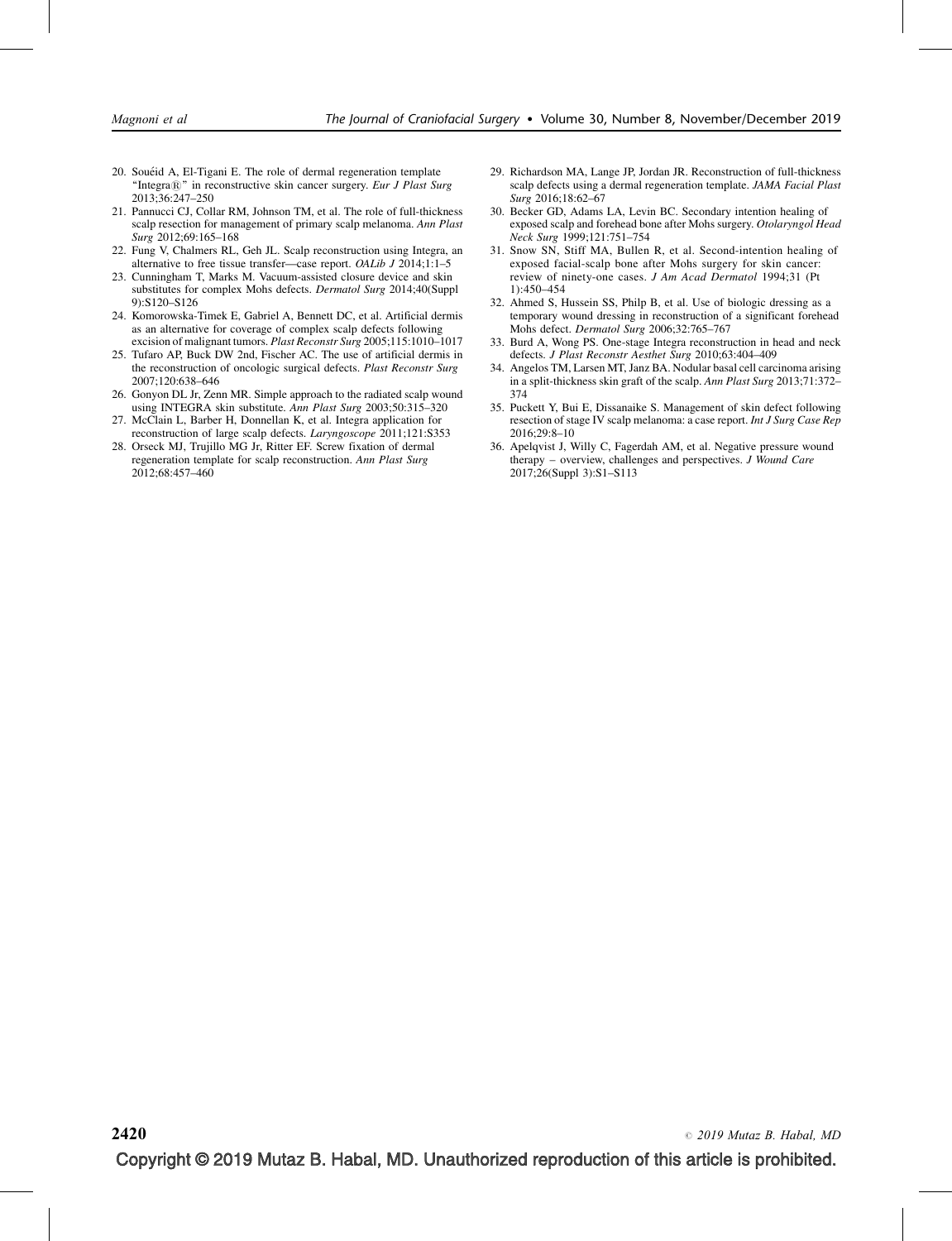20. Souéid A, El-Tigani E. The role of dermal regeneration template "Integra®" in reconstructive skin cancer surgery. *Eur J Plast Surg* 2013;36:247–250
21. Pannucci CJ, Collar RM, Johnson TM, et al. The role of full-thickness scalp resection for management of primary scalp melanoma. *Ann Plast Surg* 2012;69:165–168
22. Fung V, Chalmers RL, Geh JL. Scalp reconstruction using Integra, an alternative to free tissue transfer—case report. *OALib J* 2014;1:1–5
23. Cunningham T, Marks M. Vacuum-assisted closure device and skin substitutes for complex Mohs defects. *Dermatol Surg* 2014;40(Suppl 9):S120–S126
24. Komorowska-Timek E, Gabriel A, Bennett DC, et al. Artificial dermis as an alternative for coverage of complex scalp defects following excision of malignant tumors. *Plast Reconstr Surg* 2005;115:1010–1017
25. Tufaro AP, Buck DW 2nd, Fischer AC. The use of artificial dermis in the reconstruction of oncologic surgical defects. *Plast Reconstr Surg* 2007;120:638–646
26. Gonyon DL Jr, Zenn MR. Simple approach to the radiated scalp wound using INTEGRA skin substitute. *Ann Plast Surg* 2003;50:315–320
27. McClain L, Barber H, Donnellan K, et al. Integra application for reconstruction of large scalp defects. *Laryngoscope* 2011;121:S353
28. Orseck MJ, Trujillo MG Jr, Ritter EF. Screw fixation of dermal regeneration template for scalp reconstruction. *Ann Plast Surg* 2012;68:457–460
29. Richardson MA, Lange JP, Jordan JR. Reconstruction of full-thickness scalp defects using a dermal regeneration template. *JAMA Facial Plast Surg* 2016;18:62–67
30. Becker GD, Adams LA, Levin BC. Secondary intention healing of exposed scalp and forehead bone after Mohs surgery. *Otolaryngol Head Neck Surg* 1999;121:751–754
31. Snow SN, Stiff MA, Bullen R, et al. Second-intention healing of exposed facial-scalp bone after Mohs surgery for skin cancer: review of ninety-one cases. *J Am Acad Dermatol* 1994;31 (Pt 1):450–454
32. Ahmed S, Hussein SS, Philp B, et al. Use of biologic dressing as a temporary wound dressing in reconstruction of a significant forehead Mohs defect. *Dermatol Surg* 2006;32:765–767
33. Burd A, Wong PS. One-stage Integra reconstruction in head and neck defects. *J Plast Reconstr Aesthet Surg* 2010;63:404–409
34. Angelos TM, Larsen MT, Janz BA. Nodular basal cell carcinoma arising in a split-thickness skin graft of the scalp. *Ann Plast Surg* 2013;71:372–374
35. Puckett Y, Bui E, Dissanaike S. Management of skin defect following resection of stage IV scalp melanoma: a case report. *Int J Surg Case Rep* 2016;29:8–10
36. Apelqvist J, Willy C, Fagerdah AM, et al. Negative pressure wound therapy – overview, challenges and perspectives. *J Wound Care* 2017;26(Suppl 3):S1–S113